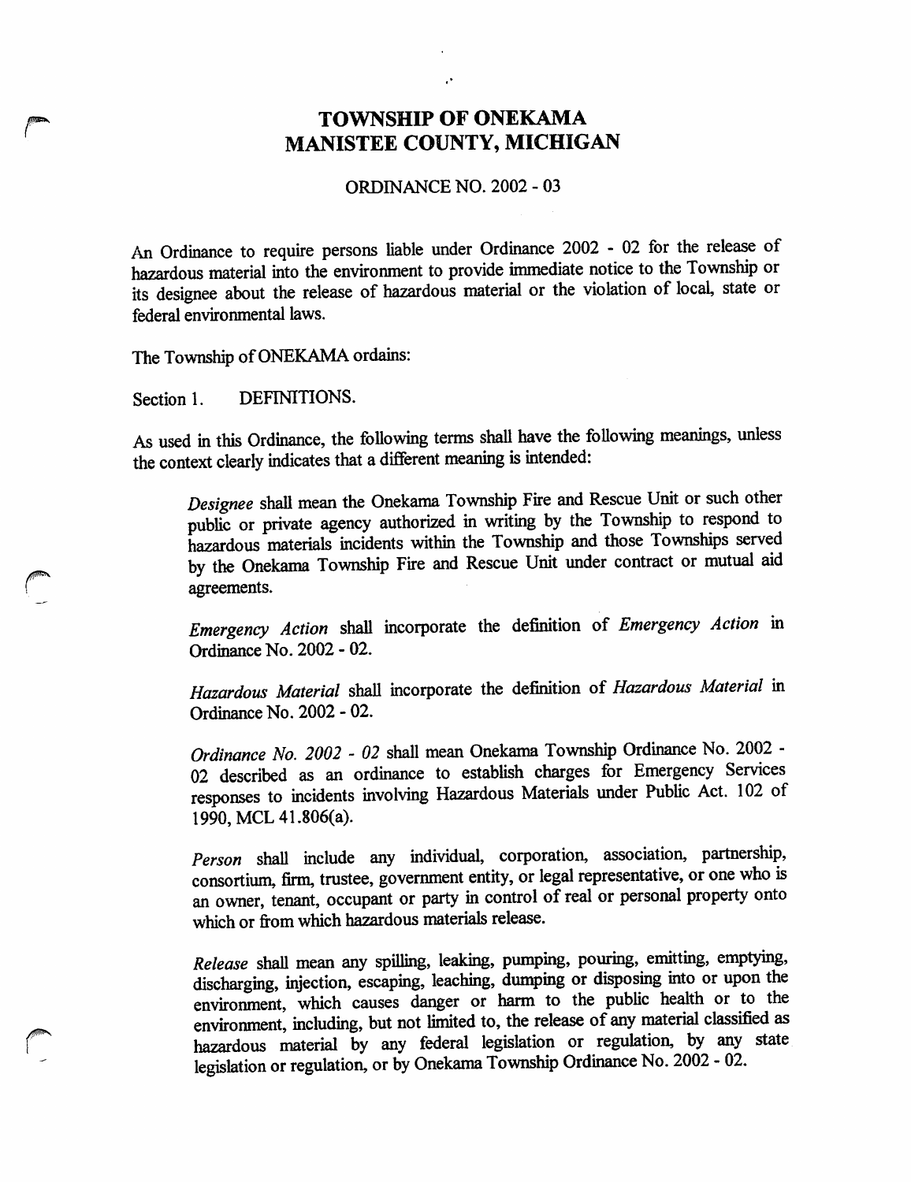# TOWNSHIP OF ONEKAMA
# MANISTEE COUNTY, MICHIGAN

ORDINANCE NO. 2002 - 03

An Ordinance to require persons liable under Ordinance 2002 - 02 for the release of hazardous material into the environment to provide immediate notice to the Township or its designee about the release of hazardous material or the violation of local, state or federal environmental laws.

The Township of ONEKAMA ordains:

Section 1. DEFINITIONS.

As used in this Ordinance, the following terms shall have the following meanings, unless the context clearly indicates that a different meaning is intended:

*Designee* shall mean the Onekama Township Fire and Rescue Unit or such other public or private agency authorized in writing by the Township to respond to hazardous materials incidents within the Township and those Townships served by the Onekama Township Fire and Rescue Unit under contract or mutual aid agreements.

*Emergency Action* shall incorporate the definition of *Emergency Action* in Ordinance No. 2002 - 02.

*Hazardous Material* shall incorporate the definition of *Hazardous Material* in Ordinance No. 2002 - 02.

*Ordinance No. 2002 - 02* shall mean Onekama Township Ordinance No. 2002 - 02 described as an ordinance to establish charges for Emergency Services responses to incidents involving Hazardous Materials under Public Act. 102 of 1990, MCL 41.806(a).

*Person* shall include any individual, corporation, association, partnership, consortium, firm, trustee, government entity, or legal representative, or one who is an owner, tenant, occupant or party in control of real or personal property onto which or from which hazardous materials release.

*Release* shall mean any spilling, leaking, pumping, pouring, emitting, emptying, discharging, injection, escaping, leaching, dumping or disposing into or upon the environment, which causes danger or harm to the public health or to the environment, including, but not limited to, the release of any material classified as hazardous material by any federal legislation or regulation, by any state legislation or regulation, or by Onekama Township Ordinance No. 2002 - 02.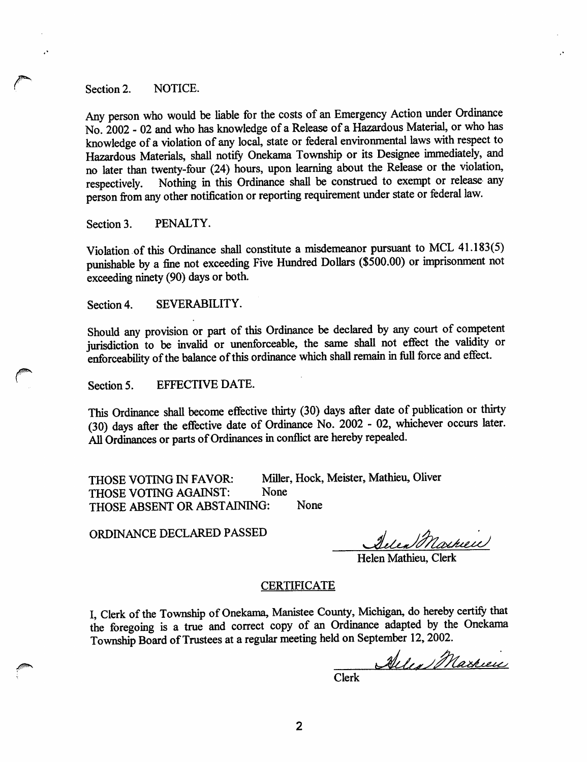Section 2. NOTICE.

Any person who would be liable for the costs of an Emergency Action under Ordinance No. 2002 - 02 and who has knowledge of a Release of a Hazardous Material, or who has knowledge of a violation of any local, state or federal environmental laws with respect to Hazardous Materials, shall notify Onekama Township or its Designee immediately, and no later than twenty-four (24) hours, upon learning about the Release or the violation, respectively. Nothing in this Ordinance shall be construed to exempt or release any person from any other notification or reporting requirement under state or federal law.

Section 3. PENALTY.

Violation of this Ordinance shall constitute a misdemeanor pursuant to MCL 41.183(5) punishable by a fine not exceeding Five Hundred Dollars ($500.00) or imprisonment not exceeding ninety (90) days or both.

Section 4. SEVERABILITY.

Should any provision or part of this Ordinance be declared by any court of competent jurisdiction to be invalid or unenforceable, the same shall not effect the validity or enforceability of the balance of this ordinance which shall remain in full force and effect.

Section 5. EFFECTIVE DATE.

This Ordinance shall become effective thirty (30) days after date of publication or thirty (30) days after the effective date of Ordinance No. 2002 - 02, whichever occurs later. All Ordinances or parts of Ordinances in conflict are hereby repealed.

THOSE VOTING IN FAVOR: Miller, Hock, Meister, Mathieu, Oliver
THOSE VOTING AGAINST: None
THOSE ABSENT OR ABSTAINING: None

ORDINANCE DECLARED PASSED

Helen Mathieu, Clerk

## CERTIFICATE

I, Clerk of the Township of Onekama, Manistee County, Michigan, do hereby certify that the foregoing is a true and correct copy of an Ordinance adapted by the Onekama Township Board of Trustees at a regular meeting held on September 12, 2002.

Clerk